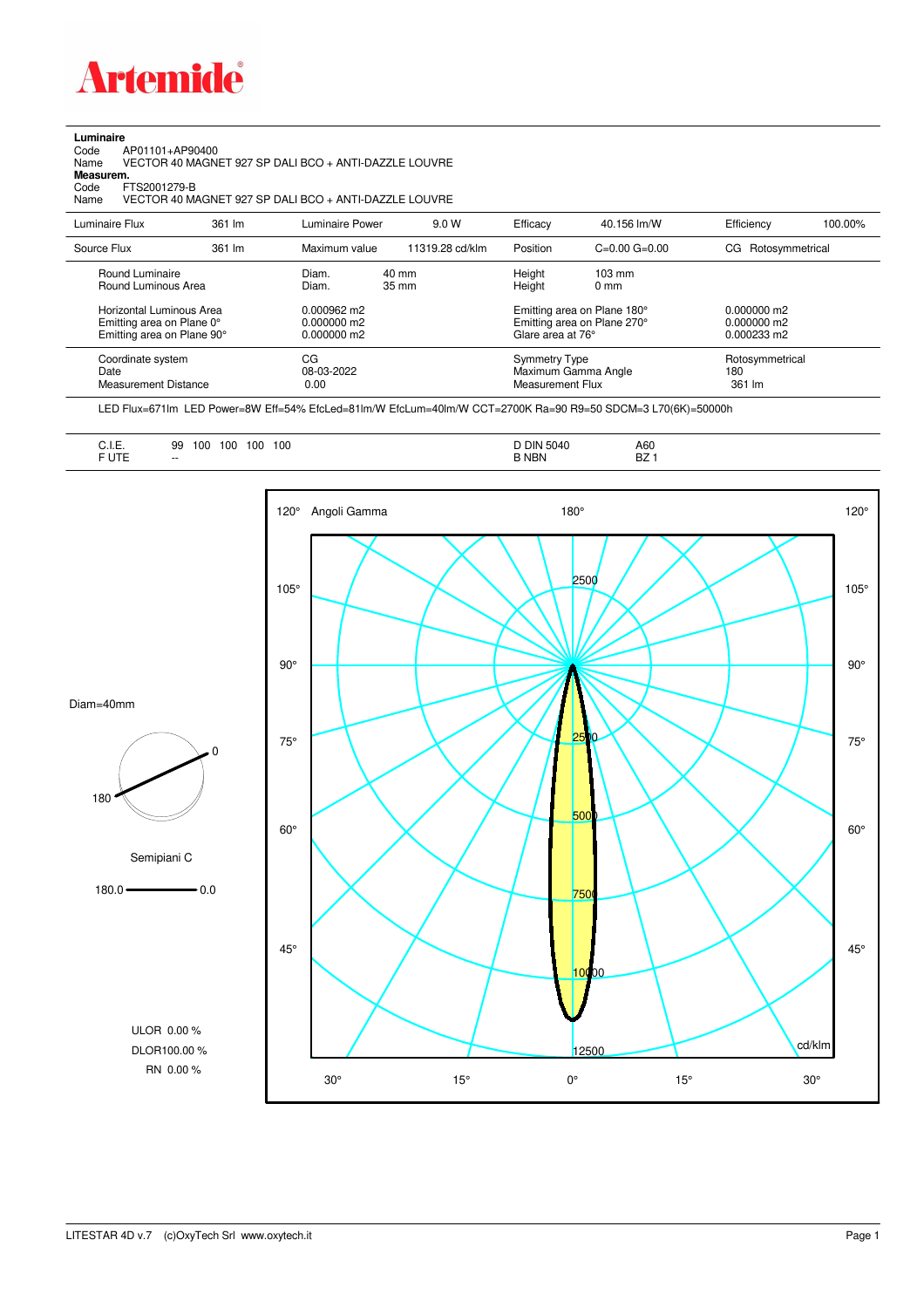**Luminaire**

Code AP01101+AP90400

Name VECTOR 40 MAGNET 927 SP DALI BCO + ANTI-DAZZLE LOUVRE

**Measurem.**

Code FTS2001279-B

Name VECTOR 40 MAGNET 927 SP DALI BCO + ANTI-DAZZLE LOUVRE

| Luminaire Flux | 361 lm | Luminaire Power | 9.0 W | Efficacy | 40.156 lm/W | Efficiency | 100.00% |
|---|---|---|---|---|---|---|---|
| Source Flux | 361 lm | Maximum value | 11319.28 cd/klm | Position | C=0.00 G=0.00 | CG | Rotosymmetrical |

| | | | | |
|---|---|---|---|---|
| Round Luminaire | Diam. 40 mm | Height 103 mm | | |
| Round Luminous Area | Diam. 35 mm | Height 0 mm | | |
| Horizontal Luminous Area | 0.000962 m2 | Emitting area on Plane 180° | 0.000000 m2 | |
| Emitting area on Plane 0° | 0.000000 m2 | Emitting area on Plane 270° | 0.000000 m2 | |
| Emitting area on Plane 90° | 0.000000 m2 | Glare area at 76° | 0.000233 m2 | |

| | | | |
|---|---|---|---|
| Coordinate system | CG | Symmetry Type | Rotosymmetrical |
| Date | 08-03-2022 | Maximum Gamma Angle | 180 |
| Measurement Distance | 0.00 | Measurement Flux | 361 lm |

LED Flux=671lm LED Power=8W Eff=54% EfcLed=81lm/W EfcLum=40lm/W CCT=2700K Ra=90 R9=50 SDCM=3 L70(6K)=50000h

| | | | |
|---|---|---|---|
| C.I.E. | 99 100 100 100 100 | D DIN 5040 | A60 |
| F UTE | -- | B NBN | BZ 1 |

Diam=40mm

Semipiani C

180.0 — 0.0

ULOR 0.00 %

DLOR100.00 %

RN 0.00 %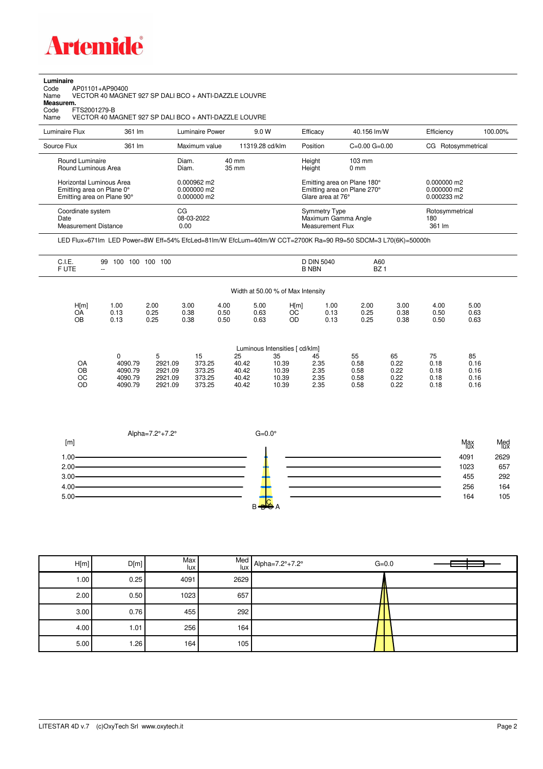**Luminaire**

Code AP01101+AP90400

Name VECTOR 40 MAGNET 927 SP DALI BCO + ANTI-DAZZLE LOUVRE

**Measurem.**

Code FTS2001279-B

Name VECTOR 40 MAGNET 927 SP DALI BCO + ANTI-DAZZLE LOUVRE

| | | | | | | | |
|---|---|---|---|---|---|---|---|
| Luminaire Flux | 361 lm | Luminaire Power | 9.0 W | Efficacy | 40.156 lm/W | Efficiency | 100.00% |
| Source Flux | 361 lm | Maximum value | 11319.28 cd/klm | Position | C=0.00 G=0.00 | CG Rotosymmetrical | |

| | | | | | |
|---|---|---|---|---|---|
| Round Luminaire | Diam. | 40 mm | Height | 103 mm | |
| Round Luminous Area | Diam. | 35 mm | Height | 0 mm | |
| Horizontal Luminous Area | 0.000962 m2 | | Emitting area on Plane 180° | | 0.000000 m2 |
| Emitting area on Plane 0° | 0.000000 m2 | | Emitting area on Plane 270° | | 0.000000 m2 |
| Emitting area on Plane 90° | 0.000000 m2 | | Glare area at 76° | | 0.000233 m2 |
| Coordinate system | CG | | Symmetry Type | | Rotosymmetrical |
| Date | 08-03-2022 | | Maximum Gamma Angle | | 180 |
| Measurement Distance | 0.00 | | Measurement Flux | | 361 lm |

LED Flux=671lm LED Power=8W Eff=54% EfcLed=81lm/W EfcLum=40lm/W CCT=2700K Ra=90 R9=50 SDCM=3 L70(6K)=50000h

| | | | |
|---|---|---|---|
| C.I.E. | 99 100 100 100 100 | D DIN 5040 | A60 |
| F UTE | -- | B NBN | BZ 1 |

Width at 50.00 % of Max Intensity

| H[m] | 1.00 | 2.00 | 3.00 | 4.00 | 5.00 | H[m] | 1.00 | 2.00 | 3.00 | 4.00 | 5.00 |
|---|---|---|---|---|---|---|---|---|---|---|---|
| OA | 0.13 | 0.25 | 0.38 | 0.50 | 0.63 | OC | 0.13 | 0.25 | 0.38 | 0.50 | 0.63 |
| OB | 0.13 | 0.25 | 0.38 | 0.50 | 0.63 | OD | 0.13 | 0.25 | 0.38 | 0.50 | 0.63 |

Luminous Intensities [ cd/klm]

| | 0 | 5 | 15 | 25 | 35 | 45 | 55 | 65 | 75 | 85 |
|---|---|---|---|---|---|---|---|---|---|---|
| OA | 4090.79 | 2921.09 | 373.25 | 40.42 | 10.39 | 2.35 | 0.58 | 0.22 | 0.18 | 0.16 |
| OB | 4090.79 | 2921.09 | 373.25 | 40.42 | 10.39 | 2.35 | 0.58 | 0.22 | 0.18 | 0.16 |
| OC | 4090.79 | 2921.09 | 373.25 | 40.42 | 10.39 | 2.35 | 0.58 | 0.22 | 0.18 | 0.16 |
| OD | 4090.79 | 2921.09 | 373.25 | 40.42 | 10.39 | 2.35 | 0.58 | 0.22 | 0.18 | 0.16 |

Alpha=7.2°+7.2°

G=0.0°

[m]

Max lux

Med lux

1.00 4091 2629

2.00 1023 657

3.00 455 292

4.00 256 164

5.00 164 105

B D C A

| H[m] | D[m] | Max lux | Med lux | Alpha=7.2°+7.2° G=0.0 |
|---|---|---|---|---|
| 1.00 | 0.25 | 4091 | 2629 | |
| 2.00 | 0.50 | 1023 | 657 | |
| 3.00 | 0.76 | 455 | 292 | |
| 4.00 | 1.01 | 256 | 164 | |
| 5.00 | 1.26 | 164 | 105 | |

LITESTAR 4D v.7 (c)OxyTech Srl www.oxytech.it